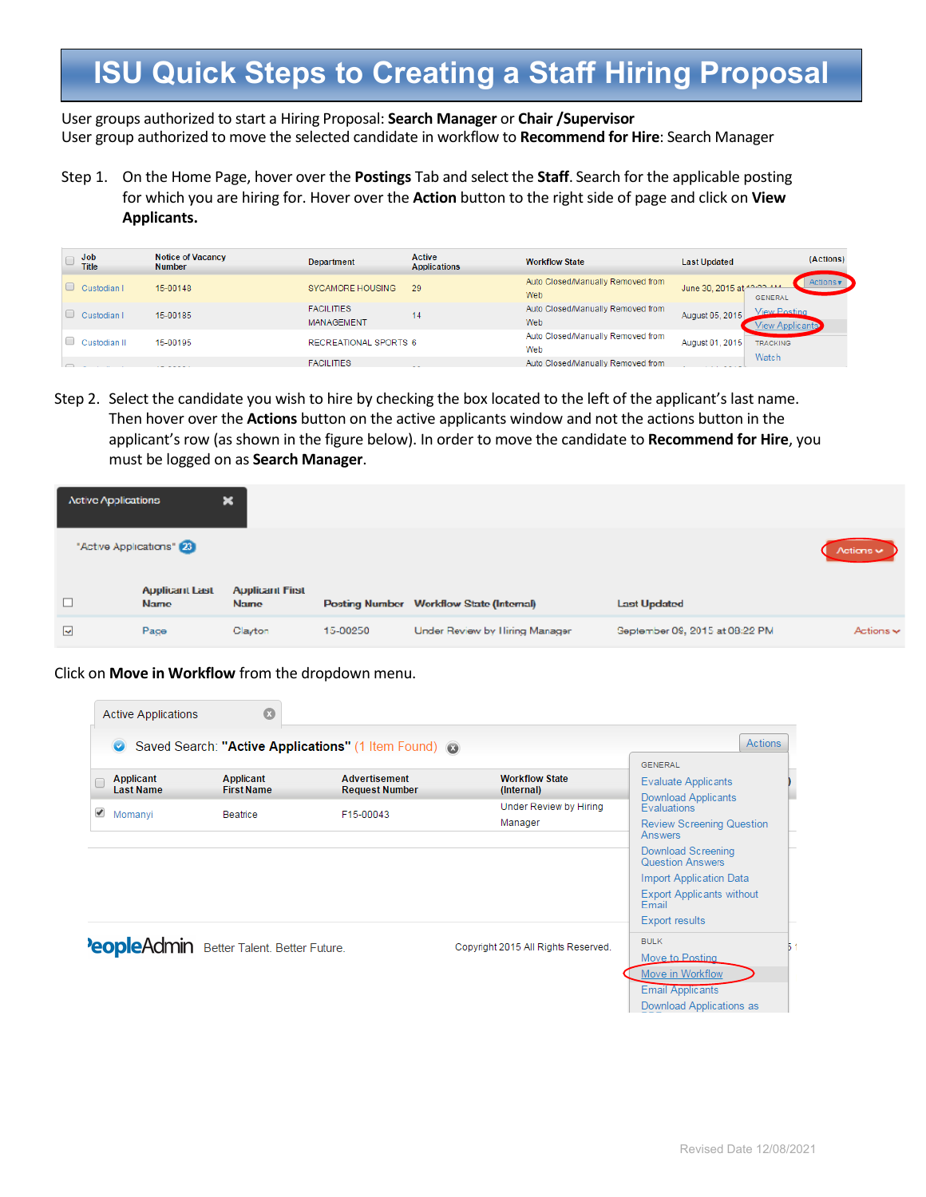# ISU Quick Steps to Creating a Staff Hiring Proposal

User groups authorized to start a Hiring Proposal: **Search Manager** or **Chair /Supervisor**
User group authorized to move the selected candidate in workflow to **Recommend for Hire**: Search Manager

Step 1. On the Home Page, hover over the **Postings** Tab and select the **Staff**. Search for the applicable posting for which you are hiring for. Hover over the **Action** button to the right side of page and click on **View Applicants.**

Step 2. Select the candidate you wish to hire by checking the box located to the left of the applicant's last name. Then hover over the **Actions** button on the active applicants window and not the actions button in the applicant's row (as shown in the figure below). In order to move the candidate to **Recommend for Hire**, you must be logged on as **Search Manager**.

Click on **Move in Workflow** from the dropdown menu.

Revised Date 12/08/2021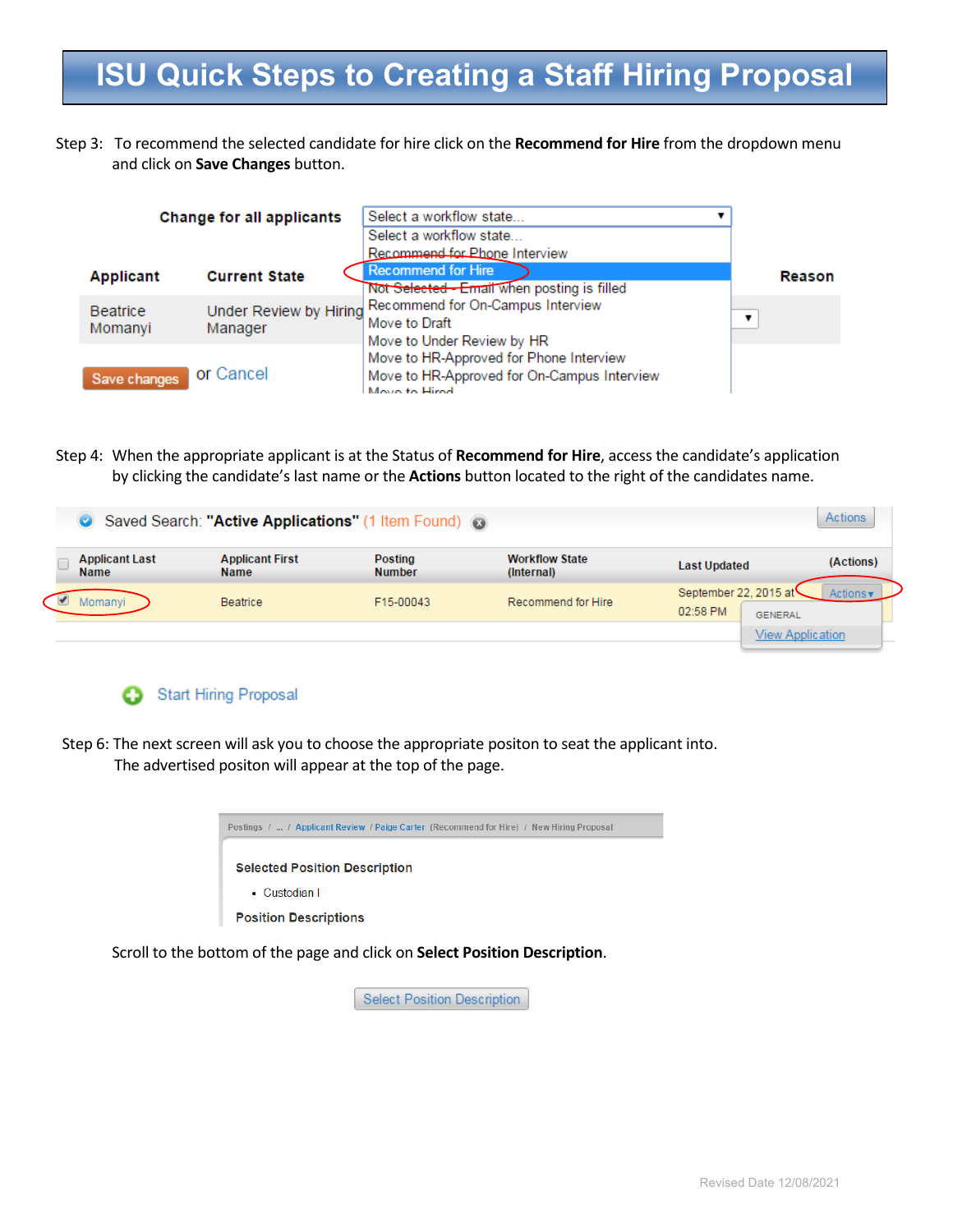# ISU Quick Steps to Creating a Staff Hiring Proposal

Step 3: To recommend the selected candidate for hire click on the **Recommend for Hire** from the dropdown menu and click on **Save Changes** button.

Step 4: When the appropriate applicant is at the Status of **Recommend for Hire**, access the candidate's application by clicking the candidate's last name or the **Actions** button located to the right of the candidates name.

Start Hiring Proposal

Step 6: The next screen will ask you to choose the appropriate positon to seat the applicant into. The advertised positon will appear at the top of the page.

Scroll to the bottom of the page and click on **Select Position Description**.

Revised Date 12/08/2021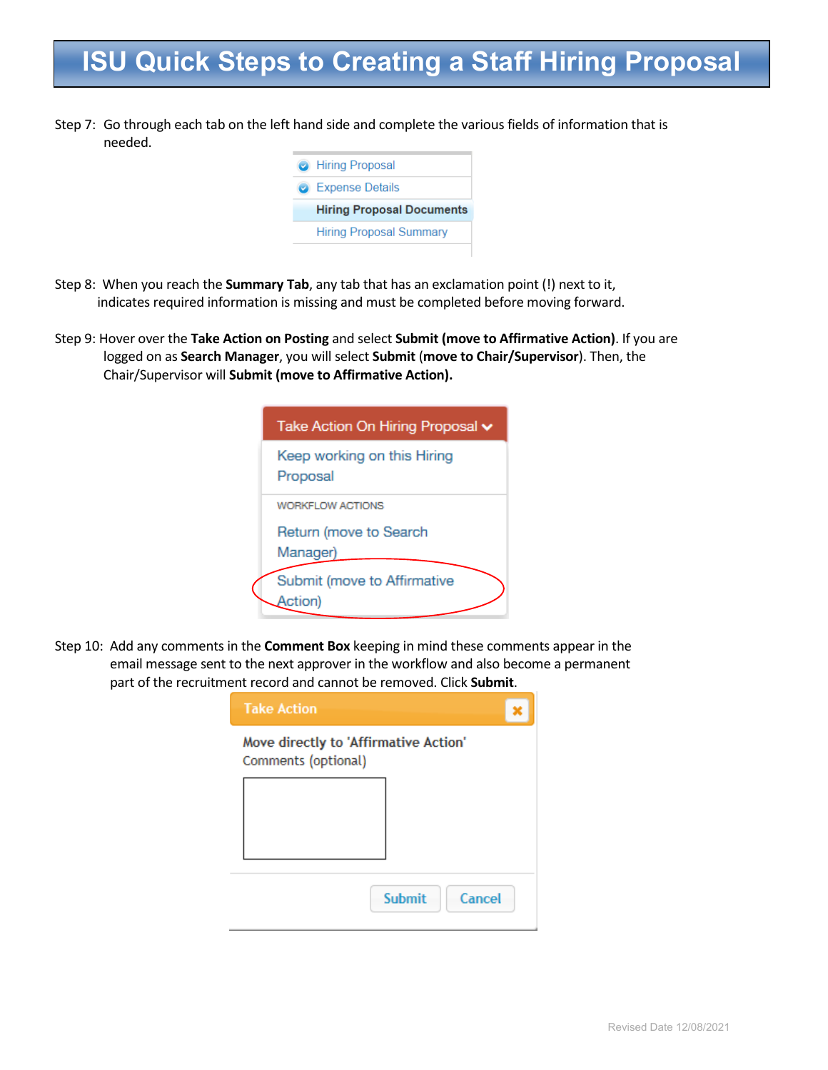# ISU Quick Steps to Creating a Staff Hiring Proposal

Step 7: Go through each tab on the left hand side and complete the various fields of information that is needed.

- Hiring Proposal
- Expense Details
- **Hiring Proposal Documents**
- Hiring Proposal Summary

Step 8: When you reach the **Summary Tab**, any tab that has an exclamation point (!) next to it, indicates required information is missing and must be completed before moving forward.

Step 9: Hover over the **Take Action on Posting** and select **Submit (move to Affirmative Action)**. If you are logged on as **Search Manager**, you will select **Submit** (**move to Chair/Supervisor**). Then, the Chair/Supervisor will **Submit (move to Affirmative Action).**

Take Action On Hiring Proposal

- Keep working on this Hiring Proposal

WORKFLOW ACTIONS

- Return (move to Search Manager)
- Submit (move to Affirmative Action)

Step 10: Add any comments in the **Comment Box** keeping in mind these comments appear in the email message sent to the next approver in the workflow and also become a permanent part of the recruitment record and cannot be removed. Click **Submit**.

Take Action

Move directly to 'Affirmative Action'

Comments (optional)

Submit | Cancel

Revised Date 12/08/2021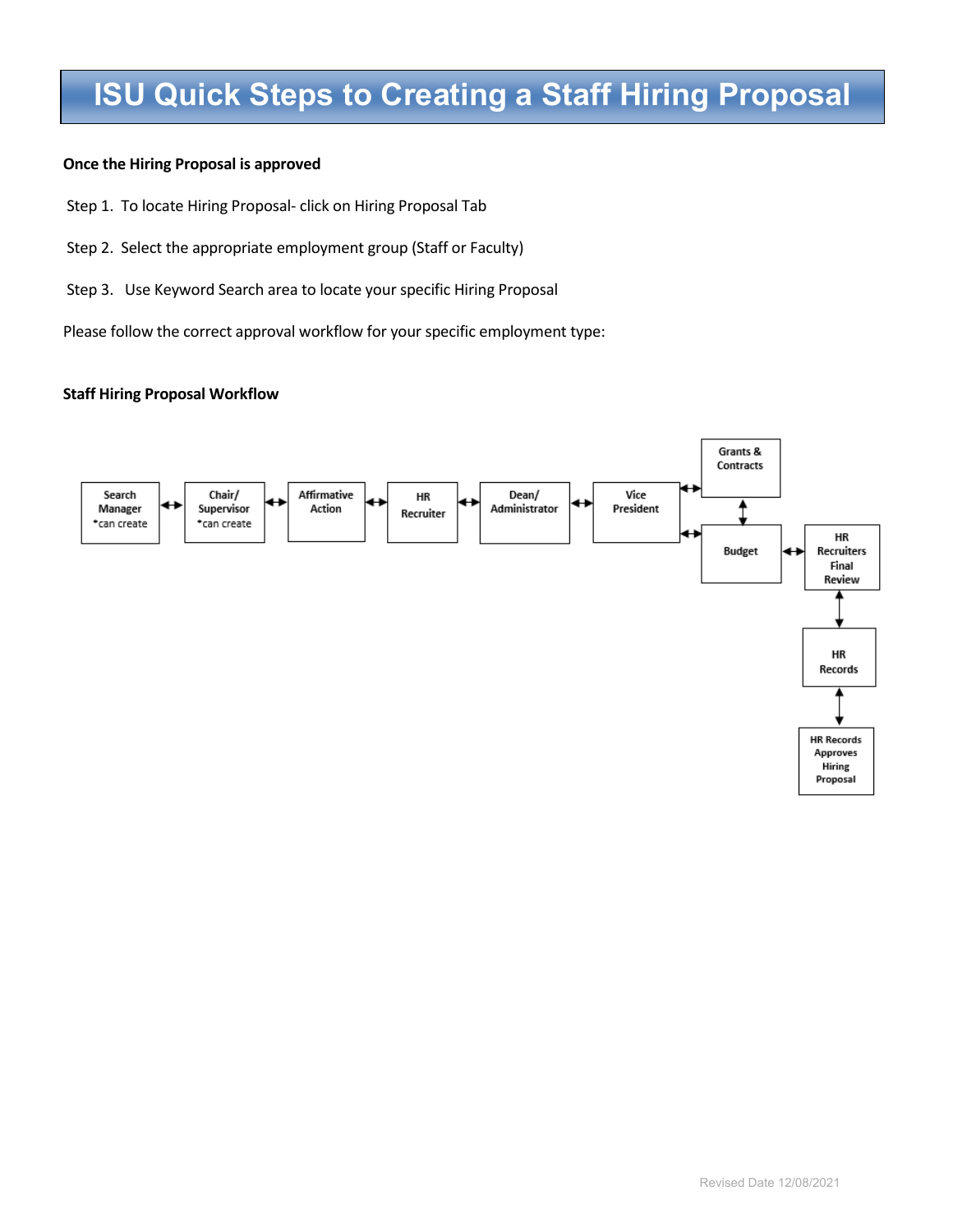# ISU Quick Steps to Creating a Staff Hiring Proposal

**Once the Hiring Proposal is approved**

Step 1. To locate Hiring Proposal- click on Hiring Proposal Tab

Step 2. Select the appropriate employment group (Staff or Faculty)

Step 3. Use Keyword Search area to locate your specific Hiring Proposal

Please follow the correct approval workflow for your specific employment type:

**Staff Hiring Proposal Workflow**

Search Manager *can create ↔ Chair/ Supervisor *can create ↔ Affirmative Action ↔ HR Recruiter ↔ Dean/ Administrator ↔ Vice President ↔ Grants & Contracts / Budget

Grants & Contracts ↕ Budget

Budget ↔ HR Recruiters Final Review ↕ HR Records ↕ HR Records Approves Hiring Proposal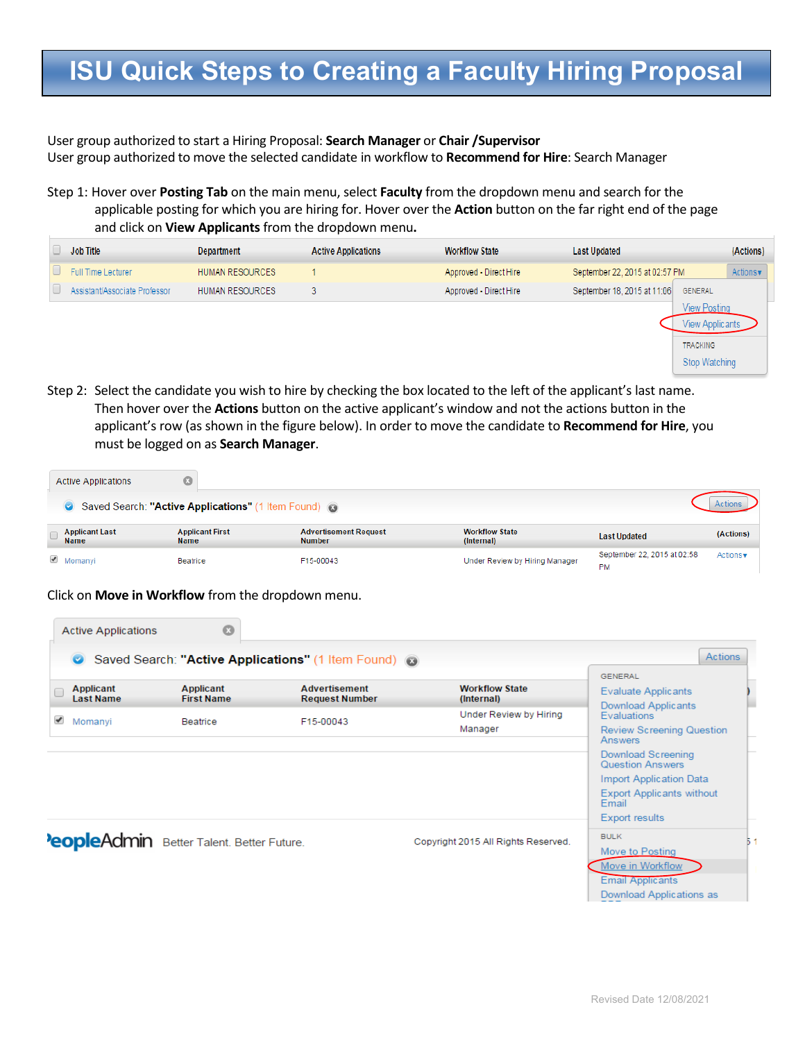# ISU Quick Steps to Creating a Faculty Hiring Proposal

User group authorized to start a Hiring Proposal: **Search Manager** or **Chair /Supervisor**
User group authorized to move the selected candidate in workflow to **Recommend for Hire**: Search Manager

Step 1: Hover over **Posting Tab** on the main menu, select **Faculty** from the dropdown menu and search for the applicable posting for which you are hiring for. Hover over the **Action** button on the far right end of the page and click on **View Applicants** from the dropdown menu**.**

| Job Title | Department | Active Applications | Workflow State | Last Updated | (Actions) |
|---|---|---|---|---|---|
| Full Time Lecturer | HUMAN RESOURCES | 1 | Approved - Direct Hire | September 22, 2015 at 02:57 PM | Actions▾ |
| Assistant/Associate Professor | HUMAN RESOURCES | 3 | Approved - Direct Hire | September 18, 2015 at 11:06 | |

Actions dropdown: GENERAL — View Posting, View Applicants; TRACKING — Stop Watching

Step 2: Select the candidate you wish to hire by checking the box located to the left of the applicant's last name. Then hover over the **Actions** button on the active applicant's window and not the actions button in the applicant's row (as shown in the figure below). In order to move the candidate to **Recommend for Hire**, you must be logged on as **Search Manager**.

Active Applications

Saved Search: **"Active Applications"** (1 Item Found) — Actions

| Applicant Last Name | Applicant First Name | Advertisement Request Number | Workflow State (Internal) | Last Updated | (Actions) |
|---|---|---|---|---|---|
| Momanyi | Beatrice | F15-00043 | Under Review by Hiring Manager | September 22, 2015 at 02:58 PM | Actions▾ |

Click on **Move in Workflow** from the dropdown menu.

Active Applications

Saved Search: **"Active Applications"** (1 Item Found) — Actions

| Applicant Last Name | Applicant First Name | Advertisement Request Number | Workflow State (Internal) |
|---|---|---|---|
| Momanyi | Beatrice | F15-00043 | Under Review by Hiring Manager |

Actions dropdown: GENERAL — Evaluate Applicants, Download Applicants Evaluations, Review Screening Question Answers, Download Screening Question Answers, Import Application Data, Export Applicants without Email, Export results; BULK — Move to Posting, Move in Workflow, Email Applicants, Download Applications as PDF

PeopleAdmin Better Talent. Better Future. Copyright 2015 All Rights Reserved.

Revised Date 12/08/2021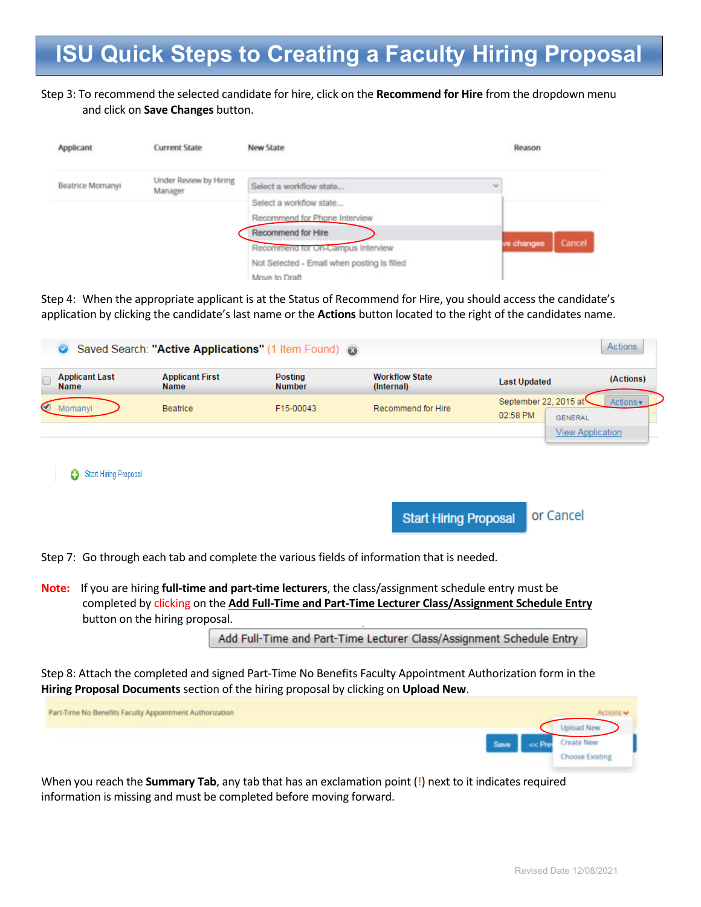# ISU Quick Steps to Creating a Faculty Hiring Proposal

Step 3: To recommend the selected candidate for hire, click on the **Recommend for Hire** from the dropdown menu and click on **Save Changes** button.

| Applicant | Current State | New State | Reason |
| --- | --- | --- | --- |
| Beatrice Momanyi | Under Review by Hiring Manager | Select a workflow state... | |

Select a workflow state...
Recommend for Phone Interview
Recommend for Hire
Recommend for On-Campus Interview
Not Selected - Email when posting is filled
Move to Draft

Save changes | Cancel

Step 4: When the appropriate applicant is at the Status of Recommend for Hire, you should access the candidate's application by clicking the candidate's last name or the **Actions** button located to the right of the candidates name.

Saved Search: **"Active Applications"** (1 Item Found) — Actions

| Applicant Last Name | Applicant First Name | Posting Number | Workflow State (Internal) | Last Updated | (Actions) |
| --- | --- | --- | --- | --- | --- |
| Momanyi | Beatrice | F15-00043 | Recommend for Hire | September 22, 2015 at 02:58 PM | Actions ▾ (GENERAL: View Application) |

Start Hiring Proposal

Start Hiring Proposal or Cancel

Step 7: Go through each tab and complete the various fields of information that is needed.

**Note:** If you are hiring **full-time and part-time lecturers**, the class/assignment schedule entry must be completed by clicking on the **Add Full-Time and Part-Time Lecturer Class/Assignment Schedule Entry** button on the hiring proposal.

Add Full-Time and Part-Time Lecturer Class/Assignment Schedule Entry

Step 8: Attach the completed and signed Part-Time No Benefits Faculty Appointment Authorization form in the **Hiring Proposal Documents** section of the hiring proposal by clicking on **Upload New**.

Part-Time No Benefits Faculty Appointment Authorization — Actions: Upload New, Create New, Choose Existing

When you reach the **Summary Tab**, any tab that has an exclamation point (!) next to it indicates required information is missing and must be completed before moving forward.

Revised Date 12/08/2021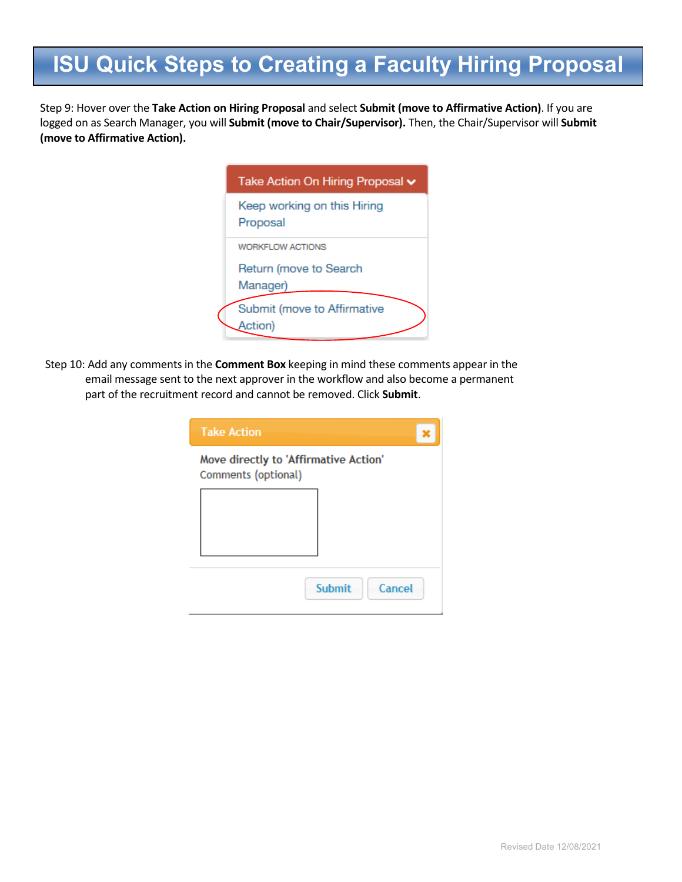# ISU Quick Steps to Creating a Faculty Hiring Proposal

Step 9: Hover over the **Take Action on Hiring Proposal** and select **Submit (move to Affirmative Action)**. If you are logged on as Search Manager, you will **Submit (move to Chair/Supervisor).** Then, the Chair/Supervisor will **Submit (move to Affirmative Action).**

Step 10: Add any comments in the **Comment Box** keeping in mind these comments appear in the email message sent to the next approver in the workflow and also become a permanent part of the recruitment record and cannot be removed. Click **Submit**.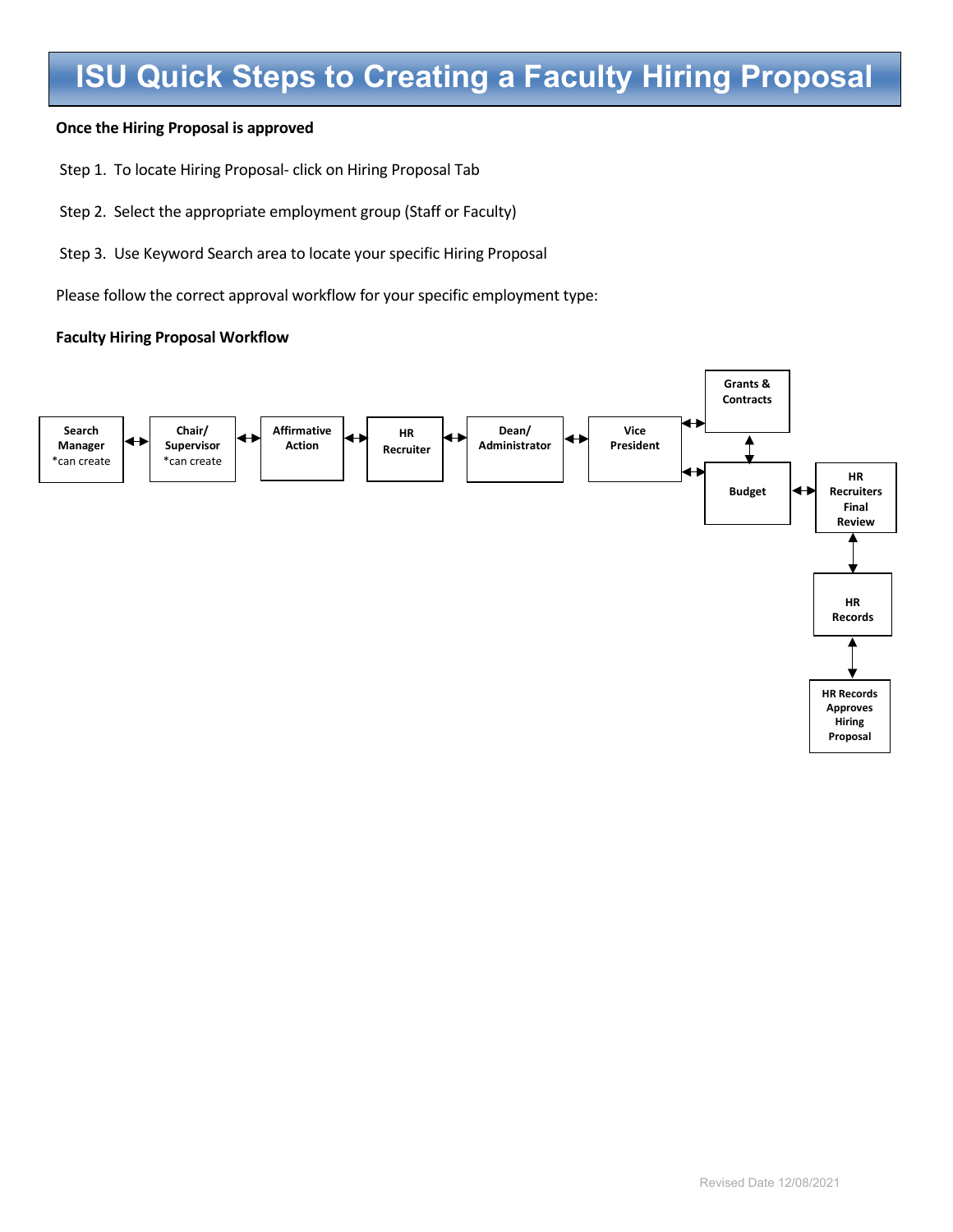# ISU Quick Steps to Creating a Faculty Hiring Proposal

**Once the Hiring Proposal is approved**

Step 1. To locate Hiring Proposal- click on Hiring Proposal Tab

Step 2. Select the appropriate employment group (Staff or Faculty)

Step 3. Use Keyword Search area to locate your specific Hiring Proposal

Please follow the correct approval workflow for your specific employment type:

**Faculty Hiring Proposal Workflow**

Search Manager *can create

Chair/ Supervisor *can create

Affirmative Action

HR Recruiter

Dean/ Administrator

Vice President

Grants & Contracts

Budget

HR Recruiters Final Review

HR Records

HR Records Approves Hiring Proposal

Revised Date 12/08/2021